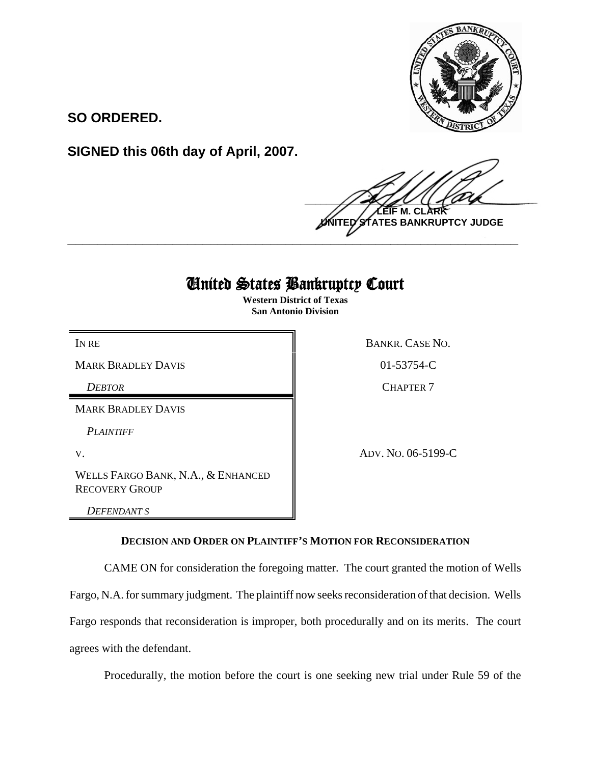**SO ORDERED.**

**SIGNED this 06th day of April, 2007.**

**LEIF M. CLARK**
**UNITED STATES BANKRUPTCY JUDGE**

---

# United States Bankruptcy Court

**Western District of Texas**
**San Antonio Division**

| | |
|---|---|
| IN RE | BANKR. CASE NO. |
| MARK BRADLEY DAVIS | 01-53754-C |
| *DEBTOR* | CHAPTER 7 |
| MARK BRADLEY DAVIS | |
| *PLAINTIFF* | |
| V. | ADV. NO. 06-5199-C |
| WELLS FARGO BANK, N.A., & ENHANCED RECOVERY GROUP | |
| *DEFENDANT S* | |

**DECISION AND ORDER ON PLAINTIFF'S MOTION FOR RECONSIDERATION**

CAME ON for consideration the foregoing matter. The court granted the motion of Wells Fargo, N.A. for summary judgment. The plaintiff now seeks reconsideration of that decision. Wells Fargo responds that reconsideration is improper, both procedurally and on its merits. The court agrees with the defendant.

Procedurally, the motion before the court is one seeking new trial under Rule 59 of the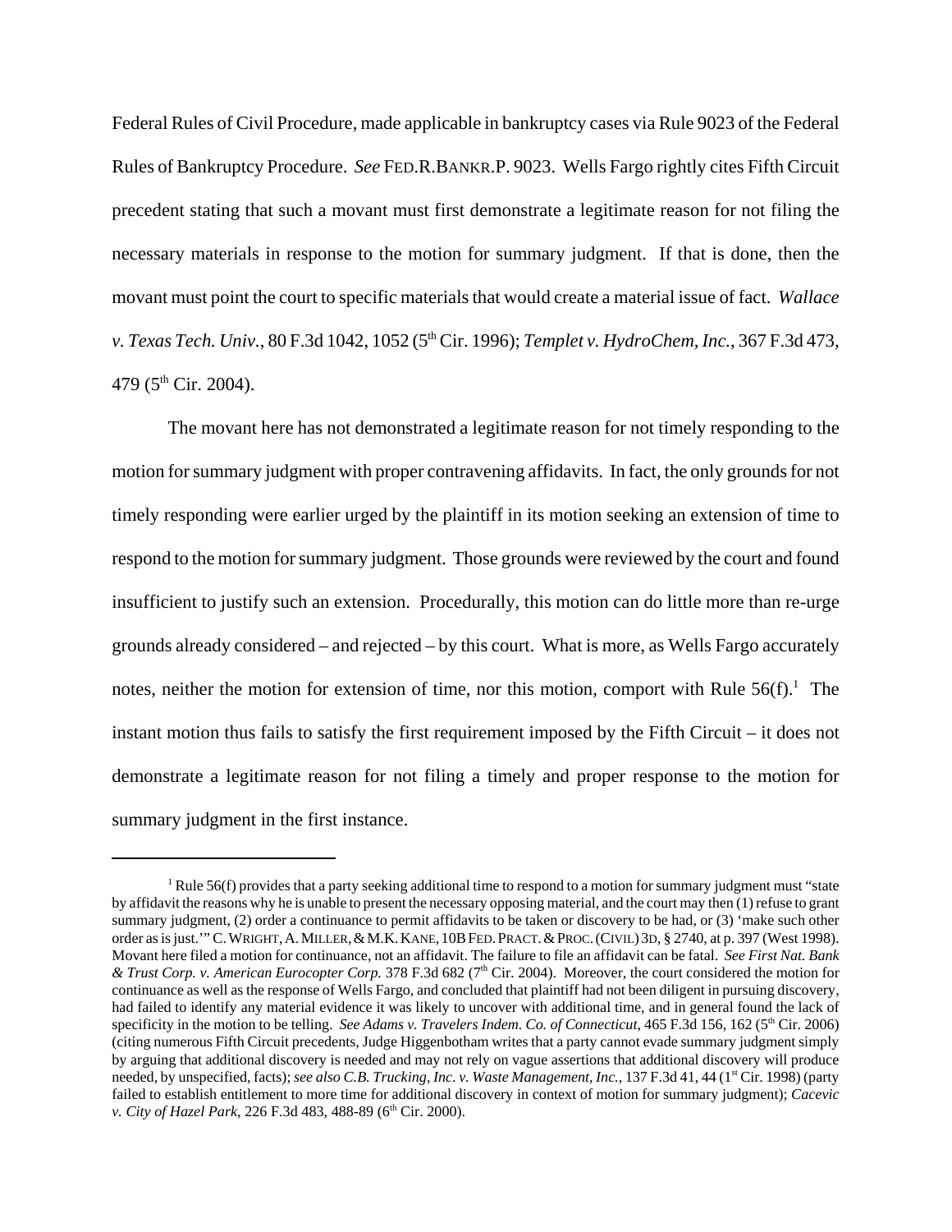Federal Rules of Civil Procedure, made applicable in bankruptcy cases via Rule 9023 of the Federal Rules of Bankruptcy Procedure. *See* FED.R.BANKR.P. 9023. Wells Fargo rightly cites Fifth Circuit precedent stating that such a movant must first demonstrate a legitimate reason for not filing the necessary materials in response to the motion for summary judgment. If that is done, then the movant must point the court to specific materials that would create a material issue of fact. *Wallace v. Texas Tech. Univ.*, 80 F.3d 1042, 1052 (5th Cir. 1996); *Templet v. HydroChem, Inc.*, 367 F.3d 473, 479 (5th Cir. 2004).

The movant here has not demonstrated a legitimate reason for not timely responding to the motion for summary judgment with proper contravening affidavits. In fact, the only grounds for not timely responding were earlier urged by the plaintiff in its motion seeking an extension of time to respond to the motion for summary judgment. Those grounds were reviewed by the court and found insufficient to justify such an extension. Procedurally, this motion can do little more than re-urge grounds already considered – and rejected – by this court. What is more, as Wells Fargo accurately notes, neither the motion for extension of time, nor this motion, comport with Rule 56(f).[1] The instant motion thus fails to satisfy the first requirement imposed by the Fifth Circuit – it does not demonstrate a legitimate reason for not filing a timely and proper response to the motion for summary judgment in the first instance.

---

[1] Rule 56(f) provides that a party seeking additional time to respond to a motion for summary judgment must "state by affidavit the reasons why he is unable to present the necessary opposing material, and the court may then (1) refuse to grant summary judgment, (2) order a continuance to permit affidavits to be taken or discovery to be had, or (3) 'make such other order as is just.'" C. WRIGHT, A. MILLER, & M.K. KANE, 10B FED. PRACT. & PROC. (CIVIL) 3D, § 2740, at p. 397 (West 1998). Movant here filed a motion for continuance, not an affidavit. The failure to file an affidavit can be fatal. *See First Nat. Bank & Trust Corp. v. American Eurocopter Corp.* 378 F.3d 682 (7th Cir. 2004). Moreover, the court considered the motion for continuance as well as the response of Wells Fargo, and concluded that plaintiff had not been diligent in pursuing discovery, had failed to identify any material evidence it was likely to uncover with additional time, and in general found the lack of specificity in the motion to be telling. *See Adams v. Travelers Indem. Co. of Connecticut*, 465 F.3d 156, 162 (5th Cir. 2006) (citing numerous Fifth Circuit precedents, Judge Higgenbotham writes that a party cannot evade summary judgment simply by arguing that additional discovery is needed and may not rely on vague assertions that additional discovery will produce needed, by unspecified, facts); *see also C.B. Trucking, Inc. v. Waste Management, Inc.*, 137 F.3d 41, 44 (1st Cir. 1998) (party failed to establish entitlement to more time for additional discovery in context of motion for summary judgment); *Cacevic v. City of Hazel Park*, 226 F.3d 483, 488-89 (6th Cir. 2000).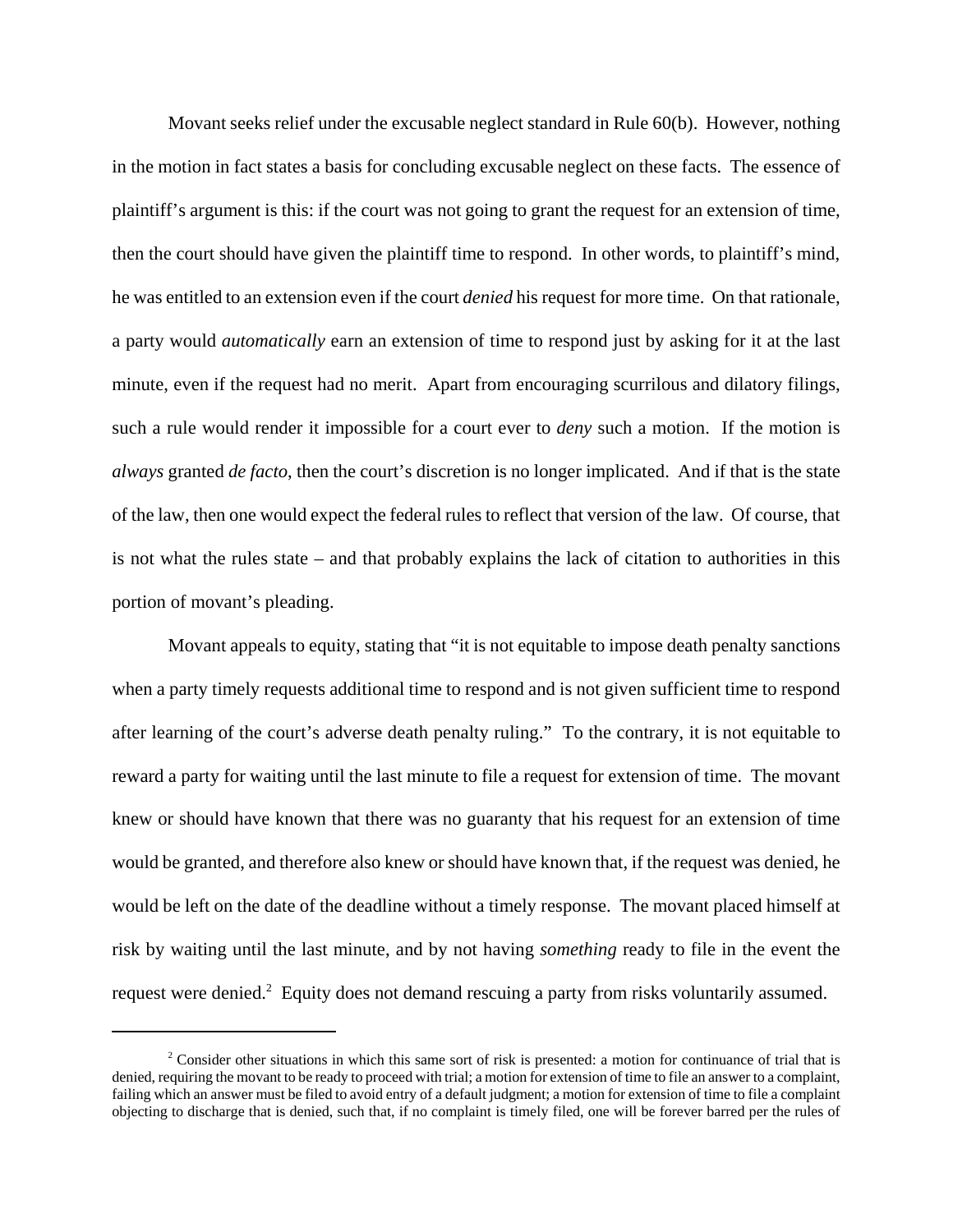Movant seeks relief under the excusable neglect standard in Rule 60(b). However, nothing in the motion in fact states a basis for concluding excusable neglect on these facts. The essence of plaintiff's argument is this: if the court was not going to grant the request for an extension of time, then the court should have given the plaintiff time to respond. In other words, to plaintiff's mind, he was entitled to an extension even if the court *denied* his request for more time. On that rationale, a party would *automatically* earn an extension of time to respond just by asking for it at the last minute, even if the request had no merit. Apart from encouraging scurrilous and dilatory filings, such a rule would render it impossible for a court ever to *deny* such a motion. If the motion is *always* granted *de facto*, then the court's discretion is no longer implicated. And if that is the state of the law, then one would expect the federal rules to reflect that version of the law. Of course, that is not what the rules state – and that probably explains the lack of citation to authorities in this portion of movant's pleading.

Movant appeals to equity, stating that "it is not equitable to impose death penalty sanctions when a party timely requests additional time to respond and is not given sufficient time to respond after learning of the court's adverse death penalty ruling." To the contrary, it is not equitable to reward a party for waiting until the last minute to file a request for extension of time. The movant knew or should have known that there was no guaranty that his request for an extension of time would be granted, and therefore also knew or should have known that, if the request was denied, he would be left on the date of the deadline without a timely response. The movant placed himself at risk by waiting until the last minute, and by not having *something* ready to file in the event the request were denied.[2] Equity does not demand rescuing a party from risks voluntarily assumed.

---

[2] Consider other situations in which this same sort of risk is presented: a motion for continuance of trial that is denied, requiring the movant to be ready to proceed with trial; a motion for extension of time to file an answer to a complaint, failing which an answer must be filed to avoid entry of a default judgment; a motion for extension of time to file a complaint objecting to discharge that is denied, such that, if no complaint is timely filed, one will be forever barred per the rules of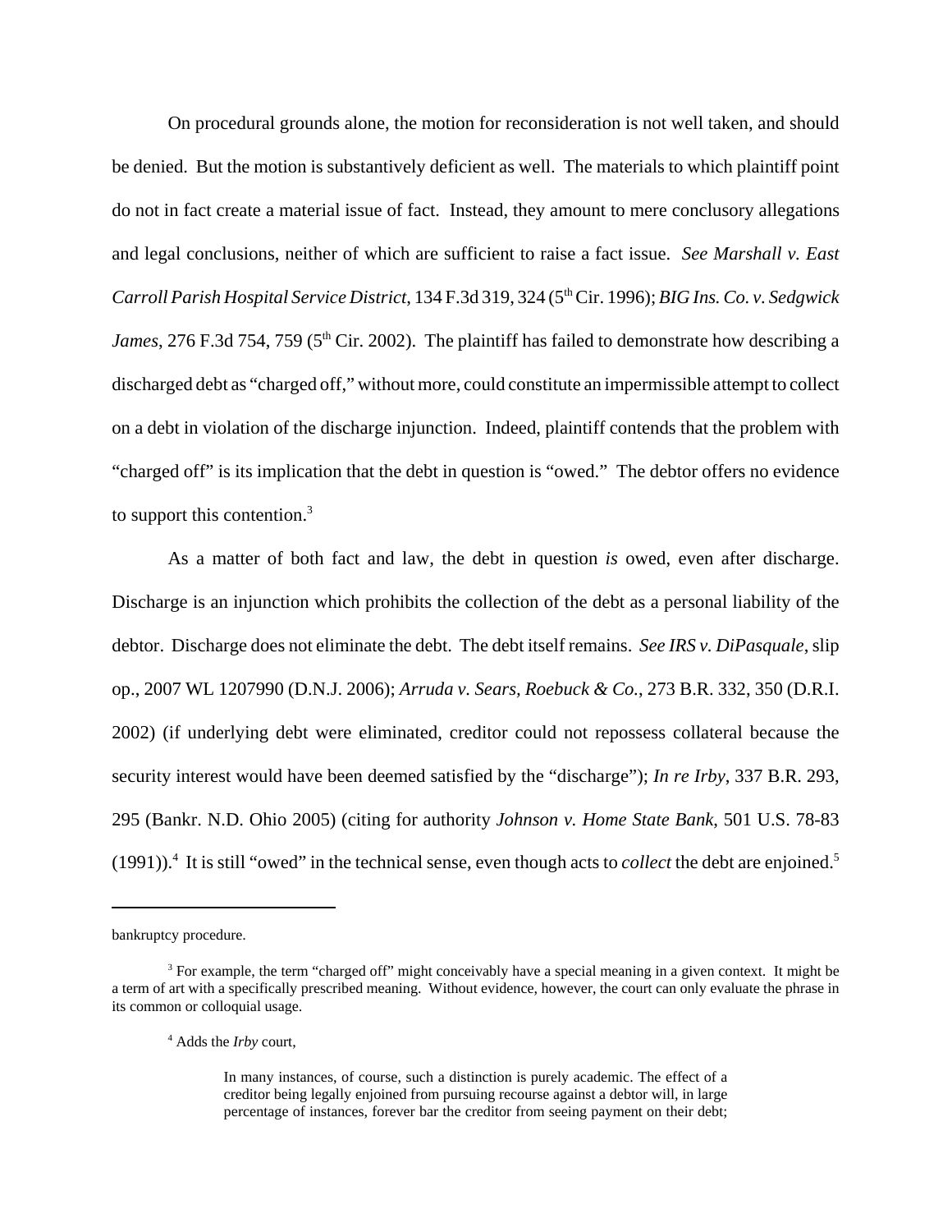On procedural grounds alone, the motion for reconsideration is not well taken, and should be denied. But the motion is substantively deficient as well. The materials to which plaintiff point do not in fact create a material issue of fact. Instead, they amount to mere conclusory allegations and legal conclusions, neither of which are sufficient to raise a fact issue. *See Marshall v. East Carroll Parish Hospital Service District*, 134 F.3d 319, 324 (5th Cir. 1996); *BIG Ins. Co. v. Sedgwick James*, 276 F.3d 754, 759 (5th Cir. 2002). The plaintiff has failed to demonstrate how describing a discharged debt as "charged off," without more, could constitute an impermissible attempt to collect on a debt in violation of the discharge injunction. Indeed, plaintiff contends that the problem with "charged off" is its implication that the debt in question is "owed." The debtor offers no evidence to support this contention.[3]

As a matter of both fact and law, the debt in question *is* owed, even after discharge. Discharge is an injunction which prohibits the collection of the debt as a personal liability of the debtor. Discharge does not eliminate the debt. The debt itself remains. *See IRS v. DiPasquale*, slip op., 2007 WL 1207990 (D.N.J. 2006); *Arruda v. Sears, Roebuck & Co.*, 273 B.R. 332, 350 (D.R.I. 2002) (if underlying debt were eliminated, creditor could not repossess collateral because the security interest would have been deemed satisfied by the "discharge"); *In re Irby*, 337 B.R. 293, 295 (Bankr. N.D. Ohio 2005) (citing for authority *Johnson v. Home State Bank*, 501 U.S. 78-83 (1991)).[4] It is still "owed" in the technical sense, even though acts to *collect* the debt are enjoined.[5]

---

bankruptcy procedure.

[3] For example, the term "charged off" might conceivably have a special meaning in a given context. It might be a term of art with a specifically prescribed meaning. Without evidence, however, the court can only evaluate the phrase in its common or colloquial usage.

[4] Adds the *Irby* court,

> In many instances, of course, such a distinction is purely academic. The effect of a creditor being legally enjoined from pursuing recourse against a debtor will, in large percentage of instances, forever bar the creditor from seeing payment on their debt;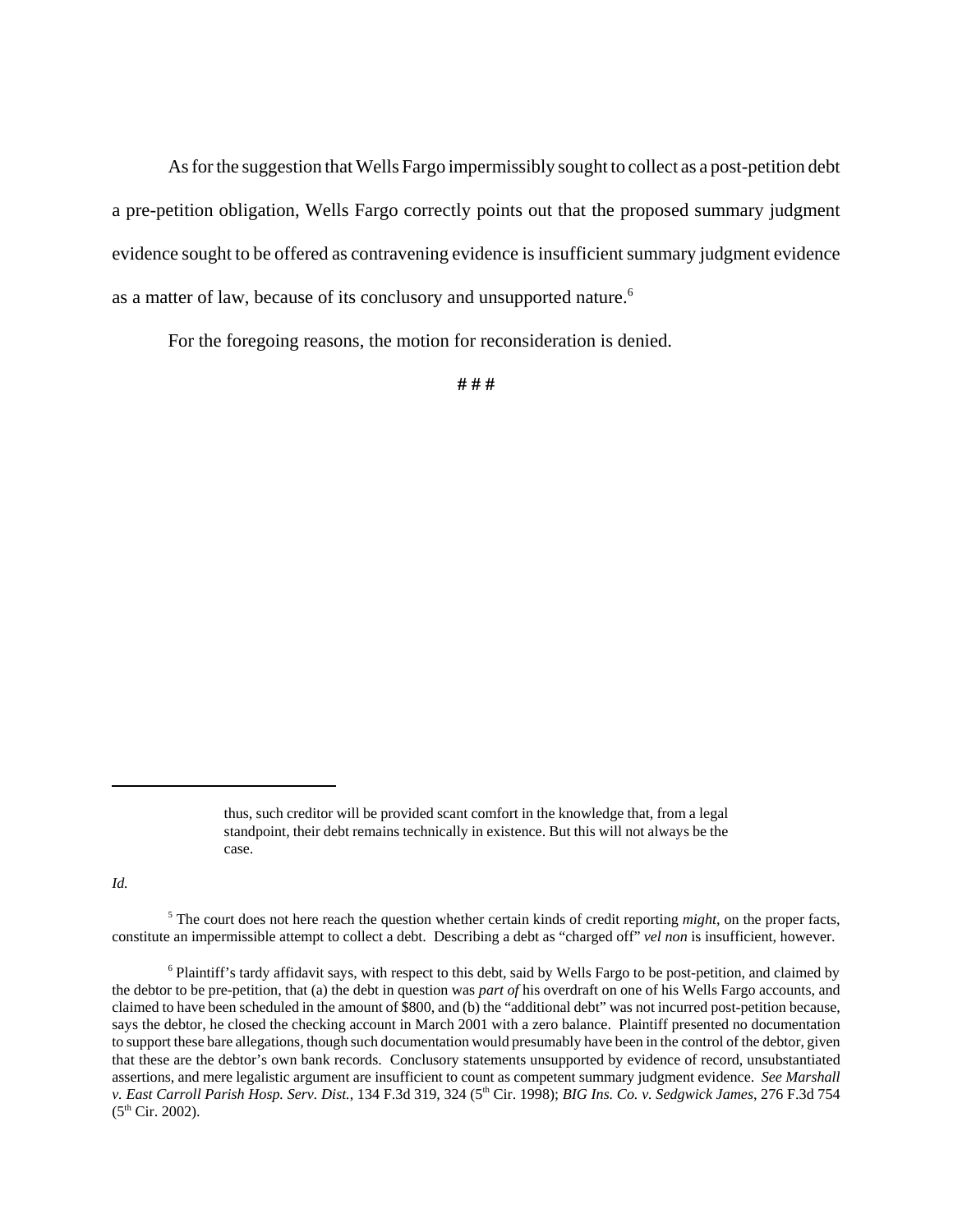As for the suggestion that Wells Fargo impermissibly sought to collect as a post-petition debt a pre-petition obligation, Wells Fargo correctly points out that the proposed summary judgment evidence sought to be offered as contravening evidence is insufficient summary judgment evidence as a matter of law, because of its conclusory and unsupported nature.[6]

For the foregoing reasons, the motion for reconsideration is denied.

# # #

---

> thus, such creditor will be provided scant comfort in the knowledge that, from a legal standpoint, their debt remains technically in existence. But this will not always be the case.

*Id.*

[5] The court does not here reach the question whether certain kinds of credit reporting *might*, on the proper facts, constitute an impermissible attempt to collect a debt. Describing a debt as "charged off" *vel non* is insufficient, however.

[6] Plaintiff's tardy affidavit says, with respect to this debt, said by Wells Fargo to be post-petition, and claimed by the debtor to be pre-petition, that (a) the debt in question was *part of* his overdraft on one of his Wells Fargo accounts, and claimed to have been scheduled in the amount of $800, and (b) the "additional debt" was not incurred post-petition because, says the debtor, he closed the checking account in March 2001 with a zero balance. Plaintiff presented no documentation to support these bare allegations, though such documentation would presumably have been in the control of the debtor, given that these are the debtor's own bank records. Conclusory statements unsupported by evidence of record, unsubstantiated assertions, and mere legalistic argument are insufficient to count as competent summary judgment evidence. *See Marshall v. East Carroll Parish Hosp. Serv. Dist.*, 134 F.3d 319, 324 (5th Cir. 1998); *BIG Ins. Co. v. Sedgwick James*, 276 F.3d 754 (5th Cir. 2002).